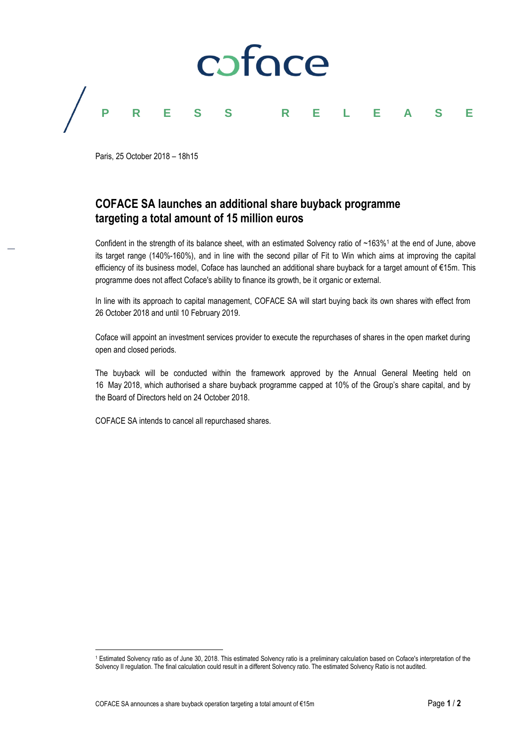coface

PRESS RELEASE

Paris, 25 October 2018 – 18h15

# COFACE SA launches an additional share buyback programme targeting a total amount of 15 million euros

Confident in the strength of its balance sheet, with an estimated Solvency ratio of ~163%[1] at the end of June, above its target range (140%-160%), and in line with the second pillar of Fit to Win which aims at improving the capital efficiency of its business model, Coface has launched an additional share buyback for a target amount of €15m. This programme does not affect Coface's ability to finance its growth, be it organic or external.

In line with its approach to capital management, COFACE SA will start buying back its own shares with effect from 26 October 2018 and until 10 February 2019.

Coface will appoint an investment services provider to execute the repurchases of shares in the open market during open and closed periods.

The buyback will be conducted within the framework approved by the Annual General Meeting held on 16 May 2018, which authorised a share buyback programme capped at 10% of the Group's share capital, and by the Board of Directors held on 24 October 2018.

COFACE SA intends to cancel all repurchased shares.

[1] Estimated Solvency ratio as of June 30, 2018. This estimated Solvency ratio is a preliminary calculation based on Coface's interpretation of the Solvency II regulation. The final calculation could result in a different Solvency ratio. The estimated Solvency Ratio is not audited.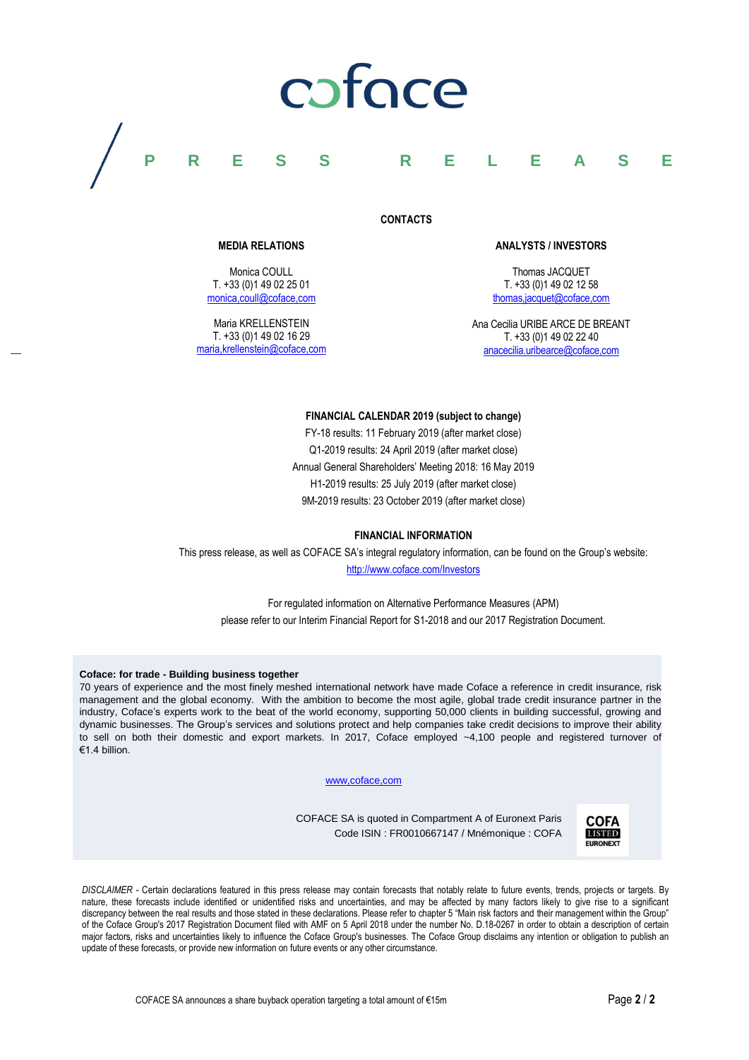## CONTACTS

**MEDIA RELATIONS**

Monica COULL
T. +33 (0)1 49 02 25 01
monica,coull@coface,com

Maria KRELLENSTEIN
T. +33 (0)1 49 02 16 29
maria,krellenstein@coface,com

**ANALYSTS / INVESTORS**

Thomas JACQUET
T. +33 (0)1 49 02 12 58
thomas,jacquet@coface,com

Ana Cecilia URIBE ARCE DE BREANT
T. +33 (0)1 49 02 22 40
anacecilia.uribearce@coface,com

**FINANCIAL CALENDAR 2019 (subject to change)**

FY-18 results: 11 February 2019 (after market close)
Q1-2019 results: 24 April 2019 (after market close)
Annual General Shareholders' Meeting 2018: 16 May 2019
H1-2019 results: 25 July 2019 (after market close)
9M-2019 results: 23 October 2019 (after market close)

**FINANCIAL INFORMATION**

This press release, as well as COFACE SA's integral regulatory information, can be found on the Group's website: http://www.coface.com/Investors

For regulated information on Alternative Performance Measures (APM)
please refer to our Interim Financial Report for S1-2018 and our 2017 Registration Document.

**Coface: for trade - Building business together**
70 years of experience and the most finely meshed international network have made Coface a reference in credit insurance, risk management and the global economy. With the ambition to become the most agile, global trade credit insurance partner in the industry, Coface's experts work to the beat of the world economy, supporting 50,000 clients in building successful, growing and dynamic businesses. The Group's services and solutions protect and help companies take credit decisions to improve their ability to sell on both their domestic and export markets. In 2017, Coface employed ~4,100 people and registered turnover of €1.4 billion.

www,coface,com

COFACE SA is quoted in Compartment A of Euronext Paris
Code ISIN : FR0010667147 / Mnémonique : COFA

COFA LISTED EURONEXT

*DISCLAIMER* - Certain declarations featured in this press release may contain forecasts that notably relate to future events, trends, projects or targets. By nature, these forecasts include identified or unidentified risks and uncertainties, and may be affected by many factors likely to give rise to a significant discrepancy between the real results and those stated in these declarations. Please refer to chapter 5 "Main risk factors and their management within the Group" of the Coface Group's 2017 Registration Document filed with AMF on 5 April 2018 under the number No. D.18-0267 in order to obtain a description of certain major factors, risks and uncertainties likely to influence the Coface Group's businesses. The Coface Group disclaims any intention or obligation to publish an update of these forecasts, or provide new information on future events or any other circumstance.